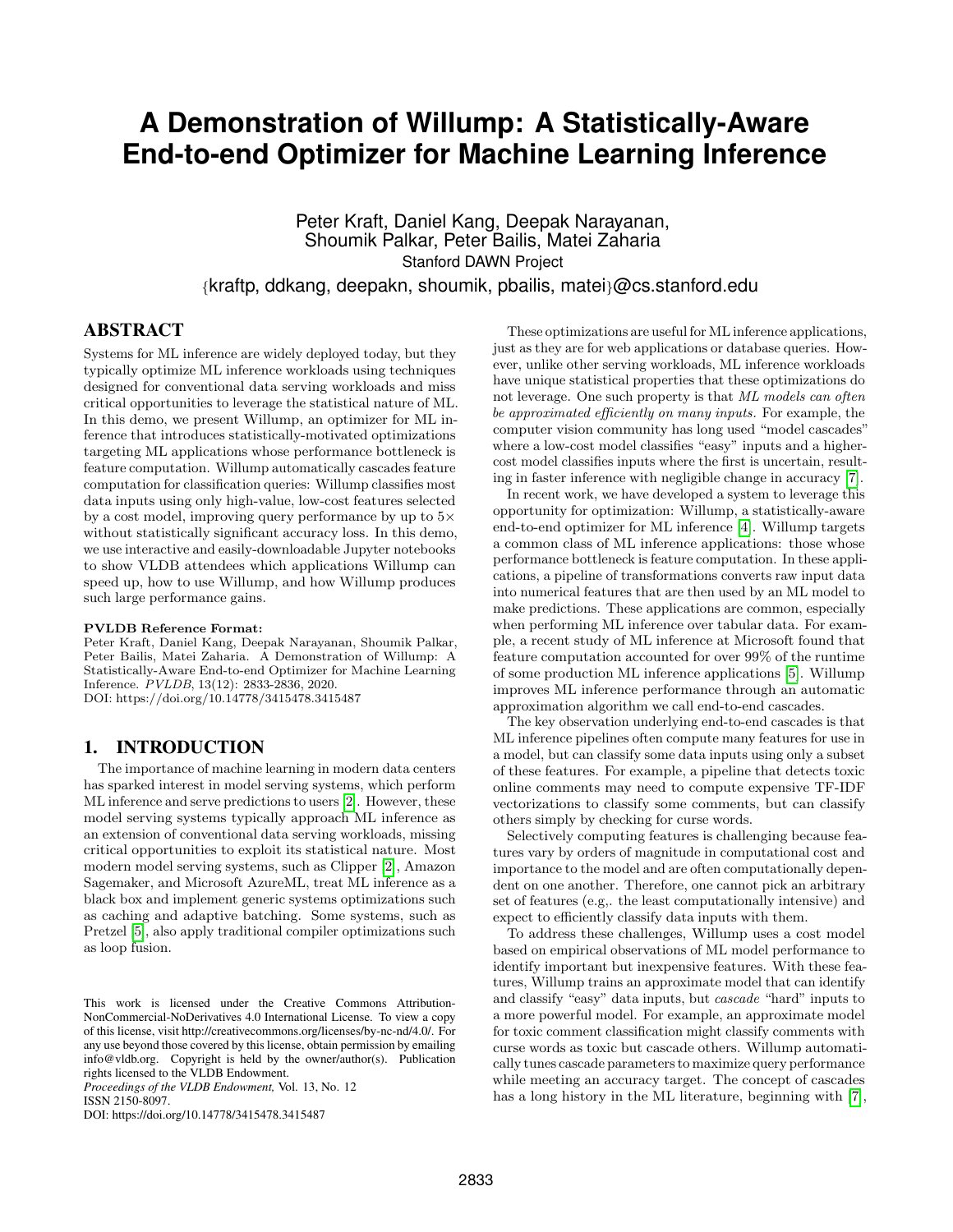# A Demonstration of Willump: A Statistically-Aware End-to-end Optimizer for Machine Learning Inference

Peter Kraft, Daniel Kang, Deepak Narayanan, Shoumik Palkar, Peter Bailis, Matei Zaharia
Stanford DAWN Project
{kraftp, ddkang, deepakn, shoumik, pbailis, matei}@cs.stanford.edu

## ABSTRACT

Systems for ML inference are widely deployed today, but they typically optimize ML inference workloads using techniques designed for conventional data serving workloads and miss critical opportunities to leverage the statistical nature of ML. In this demo, we present Willump, an optimizer for ML inference that introduces statistically-motivated optimizations targeting ML applications whose performance bottleneck is feature computation. Willump automatically cascades feature computation for classification queries: Willump classifies most data inputs using only high-value, low-cost features selected by a cost model, improving query performance by up to 5× without statistically significant accuracy loss. In this demo, we use interactive and easily-downloadable Jupyter notebooks to show VLDB attendees which applications Willump can speed up, how to use Willump, and how Willump produces such large performance gains.

**PVLDB Reference Format:**
Peter Kraft, Daniel Kang, Deepak Narayanan, Shoumik Palkar, Peter Bailis, Matei Zaharia. A Demonstration of Willump: A Statistically-Aware End-to-End Optimizer for Machine Learning Inference. *PVLDB*, 13(12): 2833-2836, 2020.
DOI: https://doi.org/10.14778/3415478.3415487

## 1. INTRODUCTION

The importance of machine learning in modern data centers has sparked interest in model serving systems, which perform ML inference and serve predictions to users [2]. However, these model serving systems typically approach ML inference as an extension of conventional data serving workloads, missing critical opportunities to exploit its statistical nature. Most modern model serving systems, such as Clipper [2], Amazon Sagemaker, and Microsoft AzureML, treat ML inference as a black box and implement generic systems optimizations such as caching and adaptive batching. Some systems, such as Pretzel [5], also apply traditional compiler optimizations such as loop fusion.

This work is licensed under the Creative Commons Attribution-NonCommercial-NoDerivatives 4.0 International License. To view a copy of this license, visit http://creativecommons.org/licenses/by-nc-nd/4.0/. For any use beyond those covered by this license, obtain permission by emailing info@vldb.org. Copyright is held by the owner/author(s). Publication rights licensed to the VLDB Endowment.
*Proceedings of the VLDB Endowment,* Vol. 13, No. 12
ISSN 2150-8097.
DOI: https://doi.org/10.14778/3415478.3415487

These optimizations are useful for ML inference applications, just as they are for web applications or database queries. However, unlike other serving workloads, ML inference workloads have unique statistical properties that these optimizations do not leverage. One such property is that *ML models can often be approximated efficiently on many inputs.* For example, the computer vision community has long used "model cascades" where a low-cost model classifies "easy" inputs and a higher-cost model classifies inputs where the first is uncertain, resulting in faster inference with negligible change in accuracy [7].

In recent work, we have developed a system to leverage this opportunity for optimization: Willump, a statistically-aware end-to-end optimizer for ML inference [4]. Willump targets a common class of ML inference applications: those whose performance bottleneck is feature computation. In these applications, a pipeline of transformations converts raw input data into numerical features that are then used by an ML model to make predictions. These applications are common, especially when performing ML inference over tabular data. For example, a recent study of ML inference at Microsoft found that feature computation accounted for over 99% of the runtime of some production ML inference applications [5]. Willump improves ML inference performance through an automatic approximation algorithm we call end-to-end cascades.

The key observation underlying end-to-end cascades is that ML inference pipelines often compute many features for use in a model, but can classify some data inputs using only a subset of these features. For example, a pipeline that detects toxic online comments may need to compute expensive TF-IDF vectorizations to classify some comments, but can classify others simply by checking for curse words.

Selectively computing features is challenging because features vary by orders of magnitude in computational cost and importance to the model and are often computationally dependent on one another. Therefore, one cannot pick an arbitrary set of features (e.g,. the least computationally intensive) and expect to efficiently classify data inputs with them.

To address these challenges, Willump uses a cost model based on empirical observations of ML model performance to identify important but inexpensive features. With these features, Willump trains an approximate model that can identify and classify "easy" data inputs, but *cascade* "hard" inputs to a more powerful model. For example, an approximate model for toxic comment classification might classify comments with curse words as toxic but cascade others. Willump automatically tunes cascade parameters to maximize query performance while meeting an accuracy target. The concept of cascades has a long history in the ML literature, beginning with [7],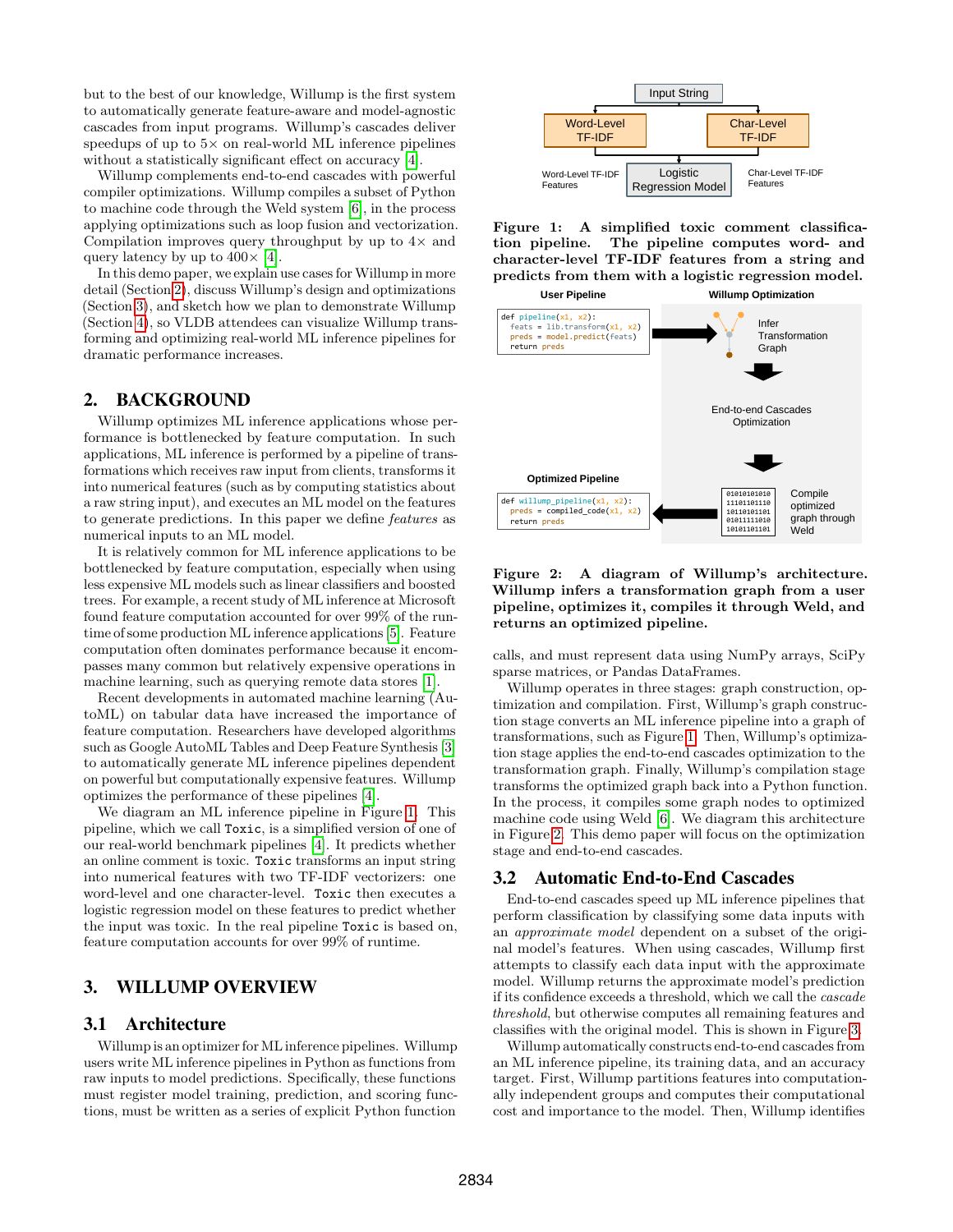but to the best of our knowledge, Willump is the first system to automatically generate feature-aware and model-agnostic cascades from input programs. Willump's cascades deliver speedups of up to 5× on real-world ML inference pipelines without a statistically significant effect on accuracy [4].

Willump complements end-to-end cascades with powerful compiler optimizations. Willump compiles a subset of Python to machine code through the Weld system [6], in the process applying optimizations such as loop fusion and vectorization. Compilation improves query throughput by up to 4× and query latency by up to 400× [4].

In this demo paper, we explain use cases for Willump in more detail (Section 2), discuss Willump's design and optimizations (Section 3), and sketch how we plan to demonstrate Willump (Section 4), so VLDB attendees can visualize Willump transforming and optimizing real-world ML inference pipelines for dramatic performance increases.

## 2. BACKGROUND

Willump optimizes ML inference applications whose performance is bottlenecked by feature computation. In such applications, ML inference is performed by a pipeline of transformations which receives raw input from clients, transforms it into numerical features (such as by computing statistics about a raw string input), and executes an ML model on the features to generate predictions. In this paper we define *features* as numerical inputs to an ML model.

It is relatively common for ML inference applications to be bottlenecked by feature computation, especially when using less expensive ML models such as linear classifiers and boosted trees. For example, a recent study of ML inference at Microsoft found feature computation accounted for over 99% of the runtime of some production ML inference applications [5]. Feature computation often dominates performance because it encompasses many common but relatively expensive operations in machine learning, such as querying remote data stores [1].

Recent developments in automated machine learning (AutoML) on tabular data have increased the importance of feature computation. Researchers have developed algorithms such as Google AutoML Tables and Deep Feature Synthesis [3] to automatically generate ML inference pipelines dependent on powerful but computationally expensive features. Willump optimizes the performance of these pipelines [4].

We diagram an ML inference pipeline in Figure 1. This pipeline, which we call `Toxic`, is a simplified version of one of our real-world benchmark pipelines [4]. It predicts whether an online comment is toxic. `Toxic` transforms an input string into numerical features with two TF-IDF vectorizers: one word-level and one character-level. `Toxic` then executes a logistic regression model on these features to predict whether the input was toxic. In the real pipeline `Toxic` is based on, feature computation accounts for over 99% of runtime.

**Figure 1: A simplified toxic comment classification pipeline. The pipeline computes word- and character-level TF-IDF features from a string and predicts from them with a logistic regression model.**

## 3. WILLUMP OVERVIEW

### 3.1 Architecture

Willump is an optimizer for ML inference pipelines. Willump users write ML inference pipelines in Python as functions from raw inputs to model predictions. Specifically, these functions must register model training, prediction, and scoring functions, must be written as a series of explicit Python function calls, and must represent data using NumPy arrays, SciPy sparse matrices, or Pandas DataFrames.

**Figure 2: A diagram of Willump's architecture. Willump infers a transformation graph from a user pipeline, optimizes it, compiles it through Weld, and returns an optimized pipeline.**

Willump operates in three stages: graph construction, optimization and compilation. First, Willump's graph construction stage converts an ML inference pipeline into a graph of transformations, such as Figure 1. Then, Willump's optimization stage applies the end-to-end cascades optimization to the transformation graph. Finally, Willump's compilation stage transforms the optimized graph back into a Python function. In the process, it compiles some graph nodes to optimized machine code using Weld [6]. We diagram this architecture in Figure 2. This demo paper will focus on the optimization stage and end-to-end cascades.

### 3.2 Automatic End-to-End Cascades

End-to-end cascades speed up ML inference pipelines that perform classification by classifying some data inputs with an *approximate model* dependent on a subset of the original model's features. When using cascades, Willump first attempts to classify each data input with the approximate model. Willump returns the approximate model's prediction if its confidence exceeds a threshold, which we call the *cascade threshold*, but otherwise computes all remaining features and classifies with the original model. This is shown in Figure 3.

Willump automatically constructs end-to-end cascades from an ML inference pipeline, its training data, and an accuracy target. First, Willump partitions features into computationally independent groups and computes their computational cost and importance to the model. Then, Willump identifies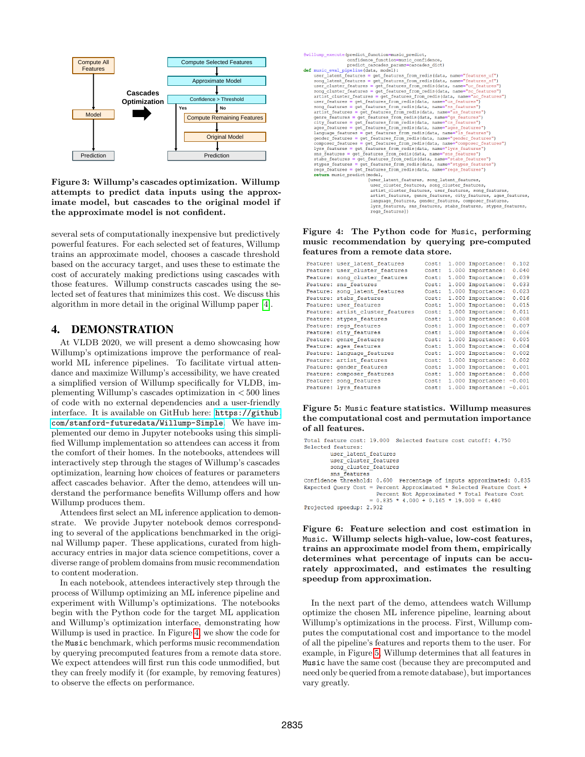Figure 3: Willump's cascades optimization. Willump attempts to predict data inputs using the approximate model, but cascades to the original model if the approximate model is not confident.

several sets of computationally inexpensive but predictively powerful features. For each selected set of features, Willump trains an approximate model, chooses a cascade threshold based on the accuracy target, and uses these to estimate the cost of accurately making predictions using cascades with those features. Willump constructs cascades using the selected set of features that minimizes this cost. We discuss this algorithm in more detail in the original Willump paper [4].

## 4. DEMONSTRATION

At VLDB 2020, we will present a demo showcasing how Willump's optimizations improve the performance of real-world ML inference pipelines. To facilitate virtual attendance and maximize Willump's accessibility, we have created a simplified version of Willump specifically for VLDB, implementing Willump's cascades optimization in < 500 lines of code with no external dependencies and a user-friendly interface. It is available on GitHub here: `https://github.com/stanford-futuredata/Willump-Simple`. We have implemented our demo in Jupyter notebooks using this simplified Willump implementation so attendees can access it from the comfort of their homes. In the notebooks, attendees will interactively step through the stages of Willump's cascades optimization, learning how choices of features or parameters affect cascades behavior. After the demo, attendees will understand the performance benefits Willump offers and how Willump produces them.

Attendees first select an ML inference application to demonstrate. We provide Jupyter notebook demos corresponding to several of the applications benchmarked in the original Willump paper. These applications, curated from high-accuracy entries in major data science competitions, cover a diverse range of problem domains from music recommendation to content moderation.

In each notebook, attendees interactively step through the process of Willump optimizing an ML inference pipeline and experiment with Willump's optimizations. The notebooks begin with the Python code for the target ML application and Willump's optimization interface, demonstrating how Willump is used in practice. In Figure 4, we show the code for the `Music` benchmark, which performs music recommendation by querying precomputed features from a remote data store. We expect attendees will first run this code unmodified, but they can freely modify it (for example, by removing features) to observe the effects on performance.

```
@willump_execute(predict_function=music_predict,
                 confidence_function=music_confidence,
                 predict_cascades_params=cascades_dict)
def music_eval_pipeline(data, model):
    user_latent_features = get_features_from_redis(data, name="features_uf")
    song_latent_features = get_features_from_redis(data, name="features_sf")
    user_cluster_features = get_features_from_redis(data, name="uc_features")
    song_cluster_features = get_features_from_redis(data, name="sc_features")
    artist_cluster_features = get_features_from_redis(data, name="ac_features")
    user_features = get_features_from_redis(data, name="us_features")
    song_features = get_features_from_redis(data, name="ss_features")
    artist_features = get_features_from_redis(data, name="as_features")
    genre_features = get_features_from_redis(data, name="gs_features")
    city_features = get_features_from_redis(data, name="cs_features")
    ages_features = get_features_from_redis(data, name="ages_features")
    language_features = get_features_from_redis(data, name="ls_features")
    gender_features = get_features_from_redis(data, name="gender_features")
    composer_features = get_features_from_redis(data, name="composer_features")
    lyrs_features = get_features_from_redis(data, name="lyrs_features")
    sns_features = get_features_from_redis(data, name="sns_features")
    stabs_features = get_features_from_redis(data, name="stabs_features")
    stypes_features = get_features_from_redis(data, name="stypes_features")
    regs_features = get_features_from_redis(data, name="regs_features")
    return music_predict(model,
                         [user_latent_features, song_latent_features,
                          user_cluster_features, song_cluster_features,
                          artist_cluster_features, user_features, song_features,
                          artist_features, genre_features, city_features, ages_features,
                          language_features, gender_features, composer_features,
                          lyrs_features, sns_features, stabs_features, stypes_features,
                          regs_features])
```

Figure 4: The Python code for `Music`, performing music recommendation by querying pre-computed features from a remote data store.

```
Feature: user_latent_features     Cost:  1.000 Importance:  0.102
Feature: user_cluster_features    Cost:  1.000 Importance:  0.040
Feature: song_cluster_features    Cost:  1.000 Importance:  0.039
Feature: sns_features             Cost:  1.000 Importance:  0.033
Feature: song_latent_features     Cost:  1.000 Importance:  0.023
Feature: stabs_features           Cost:  1.000 Importance:  0.016
Feature: user_features            Cost:  1.000 Importance:  0.015
Feature: artist_cluster_features  Cost:  1.000 Importance:  0.011
Feature: stypes_features          Cost:  1.000 Importance:  0.008
Feature: regs_features            Cost:  1.000 Importance:  0.007
Feature: city_features            Cost:  1.000 Importance:  0.006
Feature: genre_features           Cost:  1.000 Importance:  0.005
Feature: ages_features            Cost:  1.000 Importance:  0.004
Feature: language_features        Cost:  1.000 Importance:  0.002
Feature: artist_features          Cost:  1.000 Importance:  0.002
Feature: gender_features          Cost:  1.000 Importance:  0.001
Feature: composer_features        Cost:  1.000 Importance:  0.000
Feature: song_features            Cost:  1.000 Importance: -0.001
Feature: lyrs_features            Cost:  1.000 Importance: -0.001
```

Figure 5: `Music` feature statistics. Willump measures the computational cost and permutation importance of all features.

```
Total feature cost: 19.000  Selected feature cost cutoff: 4.750
Selected features:
        user_latent_features
        user_cluster_features
        song_cluster_features
        sns_features
Confidence threshold: 0.600  Percentage of inputs approximated: 0.835
Expected Query Cost = Percent Approximated * Selected Feature Cost +
                      Percent Not Approximated * Total Feature Cost
                    = 0.835 * 4.000 + 0.165 * 19.000 = 6.480
Projected speedup: 2.932
```

Figure 6: Feature selection and cost estimation in `Music`. Willump selects high-value, low-cost features, trains an approximate model from them, empirically determines what percentage of inputs can be accurately approximated, and estimates the resulting speedup from approximation.

In the next part of the demo, attendees watch Willump optimize the chosen ML inference pipeline, learning about Willump's optimizations in the process. First, Willump computes the computational cost and importance to the model of all the pipeline's features and reports them to the user. For example, in Figure 5, Willump determines that all features in `Music` have the same cost (because they are precomputed and need only be queried from a remote database), but importances vary greatly.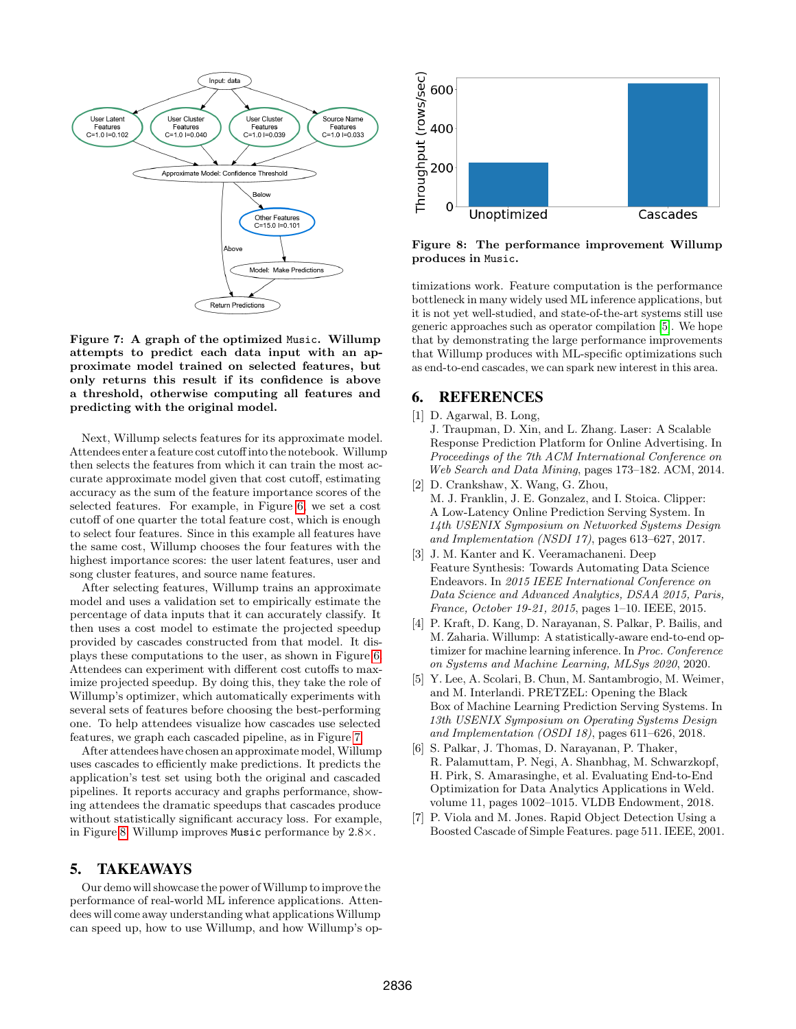Input: data

User Latent Features C=1.0 I=0.102

User Cluster Features C=1.0 I=0.040

User Cluster Features C=1.0 I=0.039

Source Name Features C=1.0 I=0.033

Approximate Model: Confidence Threshold

Below

Other Features C=15.0 I=0.101

Above

Model: Make Predictions

Return Predictions

**Figure 7: A graph of the optimized `Music`. Willump attempts to predict each data input with an approximate model trained on selected features, but only returns this result if its confidence is above a threshold, otherwise computing all features and predicting with the original model.**

Next, Willump selects features for its approximate model. Attendees enter a feature cost cutoff into the notebook. Willump then selects the features from which it can train the most accurate approximate model given that cost cutoff, estimating accuracy as the sum of the feature importance scores of the selected features. For example, in Figure 6, we set a cost cutoff of one quarter the total feature cost, which is enough to select four features. Since in this example all features have the same cost, Willump chooses the four features with the highest importance scores: the user latent features, user and song cluster features, and source name features.

After selecting features, Willump trains an approximate model and uses a validation set to empirically estimate the percentage of data inputs that it can accurately classify. It then uses a cost model to estimate the projected speedup provided by cascades constructed from that model. It displays these computations to the user, as shown in Figure 6. Attendees can experiment with different cost cutoffs to maximize projected speedup. By doing this, they take the role of Willump's optimizer, which automatically experiments with several sets of features before choosing the best-performing one. To help attendees visualize how cascades use selected features, we graph each cascaded pipeline, as in Figure 7.

After attendees have chosen an approximate model, Willump uses cascades to efficiently make predictions. It predicts the application's test set using both the original and cascaded pipelines. It reports accuracy and graphs performance, showing attendees the dramatic speedups that cascades produce without statistically significant accuracy loss. For example, in Figure 8, Willump improves `Music` performance by 2.8×.

## 5. TAKEAWAYS

Our demo will showcase the power of Willump to improve the performance of real-world ML inference applications. Attendees will come away understanding what applications Willump can speed up, how to use Willump, and how Willump's optimizations work. Feature computation is the performance bottleneck in many widely used ML inference applications, but it is not yet well-studied, and state-of-the-art systems still use generic approaches such as operator compilation [5]. We hope that by demonstrating the large performance improvements that Willump produces with ML-specific optimizations such as end-to-end cascades, we can spark new interest in this area.

Throughput (rows/sec)

0
200
400
600

Unoptimized
Cascades

**Figure 8: The performance improvement Willump produces in `Music`.**

## 6. REFERENCES

[1] D. Agarwal, B. Long, J. Traupman, D. Xin, and L. Zhang. Laser: A Scalable Response Prediction Platform for Online Advertising. In *Proceedings of the 7th ACM International Conference on Web Search and Data Mining*, pages 173–182. ACM, 2014.

[2] D. Crankshaw, X. Wang, G. Zhou, M. J. Franklin, J. E. Gonzalez, and I. Stoica. Clipper: A Low-Latency Online Prediction Serving System. In *14th USENIX Symposium on Networked Systems Design and Implementation (NSDI 17)*, pages 613–627, 2017.

[3] J. M. Kanter and K. Veeramachaneni. Deep Feature Synthesis: Towards Automating Data Science Endeavors. In *2015 IEEE International Conference on Data Science and Advanced Analytics, DSAA 2015, Paris, France, October 19-21, 2015*, pages 1–10. IEEE, 2015.

[4] P. Kraft, D. Kang, D. Narayanan, S. Palkar, P. Bailis, and M. Zaharia. Willump: A statistically-aware end-to-end optimizer for machine learning inference. In *Proc. Conference on Systems and Machine Learning, MLSys 2020*, 2020.

[5] Y. Lee, A. Scolari, B. Chun, M. Santambrogio, M. Weimer, and M. Interlandi. PRETZEL: Opening the Black Box of Machine Learning Prediction Serving Systems. In *13th USENIX Symposium on Operating Systems Design and Implementation (OSDI 18)*, pages 611–626, 2018.

[6] S. Palkar, J. Thomas, D. Narayanan, P. Thaker, R. Palamuttam, P. Negi, A. Shanbhag, M. Schwarzkopf, H. Pirk, S. Amarasinghe, et al. Evaluating End-to-End Optimization for Data Analytics Applications in Weld. volume 11, pages 1002–1015. VLDB Endowment, 2018.

[7] P. Viola and M. Jones. Rapid Object Detection Using a Boosted Cascade of Simple Features. page 511. IEEE, 2001.